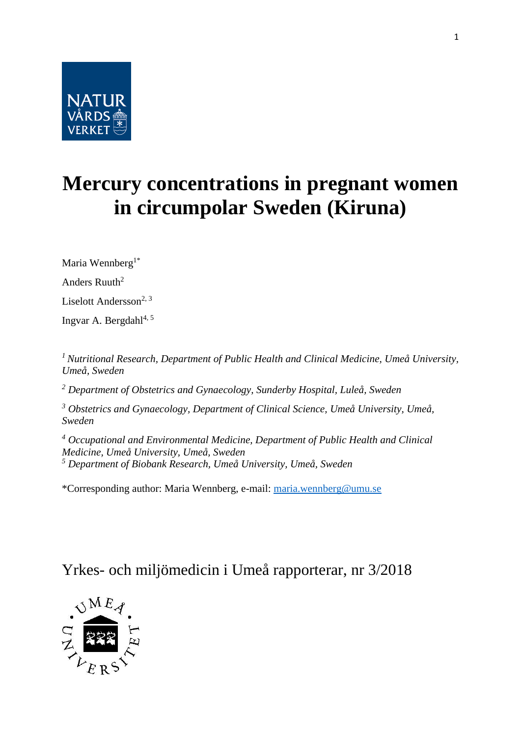# Mercury concentrations in pregnant women in circumpolar Sweden (Kiruna)

Maria Wennberg[1*]

Anders Ruuth[2]

Liselott Andersson[2, 3]

Ingvar A. Bergdahl[4, 5]

[1] *Nutritional Research, Department of Public Health and Clinical Medicine, Umeå University, Umeå, Sweden*

[2] *Department of Obstetrics and Gynaecology, Sunderby Hospital, Luleå, Sweden*

[3] *Obstetrics and Gynaecology, Department of Clinical Science, Umeå University, Umeå, Sweden*

[4] *Occupational and Environmental Medicine, Department of Public Health and Clinical Medicine, Umeå University, Umeå, Sweden*

[5] *Department of Biobank Research, Umeå University, Umeå, Sweden*

*Corresponding author: Maria Wennberg, e-mail: maria.wennberg@umu.se

Yrkes- och miljömedicin i Umeå rapporterar, nr 3/2018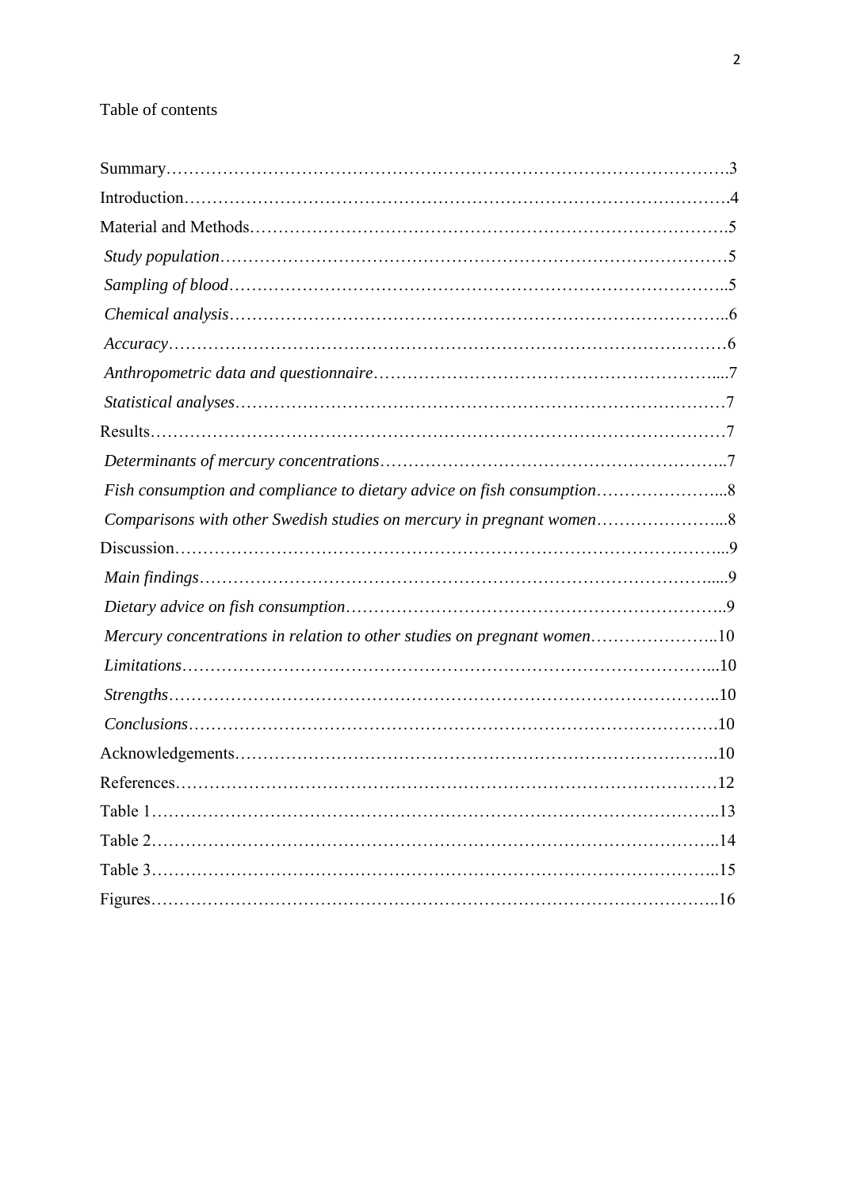Table of contents

Summary……………………………………………………………………………………….3
Introduction…………………………………………………………………………………….4
Material and Methods………………………………………………………………………….5
*Study population*……………………………………………………………………………5
*Sampling of blood*…………………………………………………………………………..5
*Chemical analysis*…………………………………………………………………………..6
*Accuracy*……………………………………………………………………………………6
*Anthropometric data and questionnaire*…………………………………………………....7
*Statistical analyses*……………………………………………………………………………7
Results……………………………………………………………………………………………7
*Determinants of mercury concentrations*…………………………………………………..7
*Fish consumption and compliance to dietary advice on fish consumption*…………………...8
*Comparisons with other Swedish studies on mercury in pregnant women*…………………...8
Discussion……………………………………………………………………………………...9
*Main findings*……………………………………………………………………………....9
*Dietary advice on fish consumption*………………………………………………………..9
*Mercury concentrations in relation to other studies on pregnant women*…………………..10
*Limitations*…………………………………………………………………………………...10
*Strengths*……………………………………………………………………………………..10
*Conclusions*………………………………………………………………………………….10
Acknowledgements…………………………………………………………………………..10
References……………………………………………………………………………………12
Table 1………………………………………………………………………………………..13
Table 2………………………………………………………………………………………..14
Table 3………………………………………………………………………………………..15
Figures………………………………………………………………………………………..16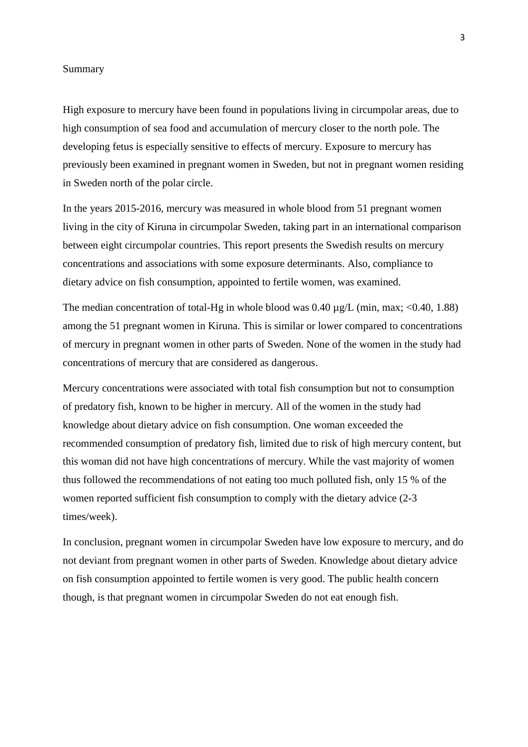## Summary

High exposure to mercury have been found in populations living in circumpolar areas, due to high consumption of sea food and accumulation of mercury closer to the north pole. The developing fetus is especially sensitive to effects of mercury. Exposure to mercury has previously been examined in pregnant women in Sweden, but not in pregnant women residing in Sweden north of the polar circle.

In the years 2015-2016, mercury was measured in whole blood from 51 pregnant women living in the city of Kiruna in circumpolar Sweden, taking part in an international comparison between eight circumpolar countries. This report presents the Swedish results on mercury concentrations and associations with some exposure determinants. Also, compliance to dietary advice on fish consumption, appointed to fertile women, was examined.

The median concentration of total-Hg in whole blood was 0.40 µg/L (min, max; <0.40, 1.88) among the 51 pregnant women in Kiruna. This is similar or lower compared to concentrations of mercury in pregnant women in other parts of Sweden. None of the women in the study had concentrations of mercury that are considered as dangerous.

Mercury concentrations were associated with total fish consumption but not to consumption of predatory fish, known to be higher in mercury. All of the women in the study had knowledge about dietary advice on fish consumption. One woman exceeded the recommended consumption of predatory fish, limited due to risk of high mercury content, but this woman did not have high concentrations of mercury. While the vast majority of women thus followed the recommendations of not eating too much polluted fish, only 15 % of the women reported sufficient fish consumption to comply with the dietary advice (2-3 times/week).

In conclusion, pregnant women in circumpolar Sweden have low exposure to mercury, and do not deviant from pregnant women in other parts of Sweden. Knowledge about dietary advice on fish consumption appointed to fertile women is very good. The public health concern though, is that pregnant women in circumpolar Sweden do not eat enough fish.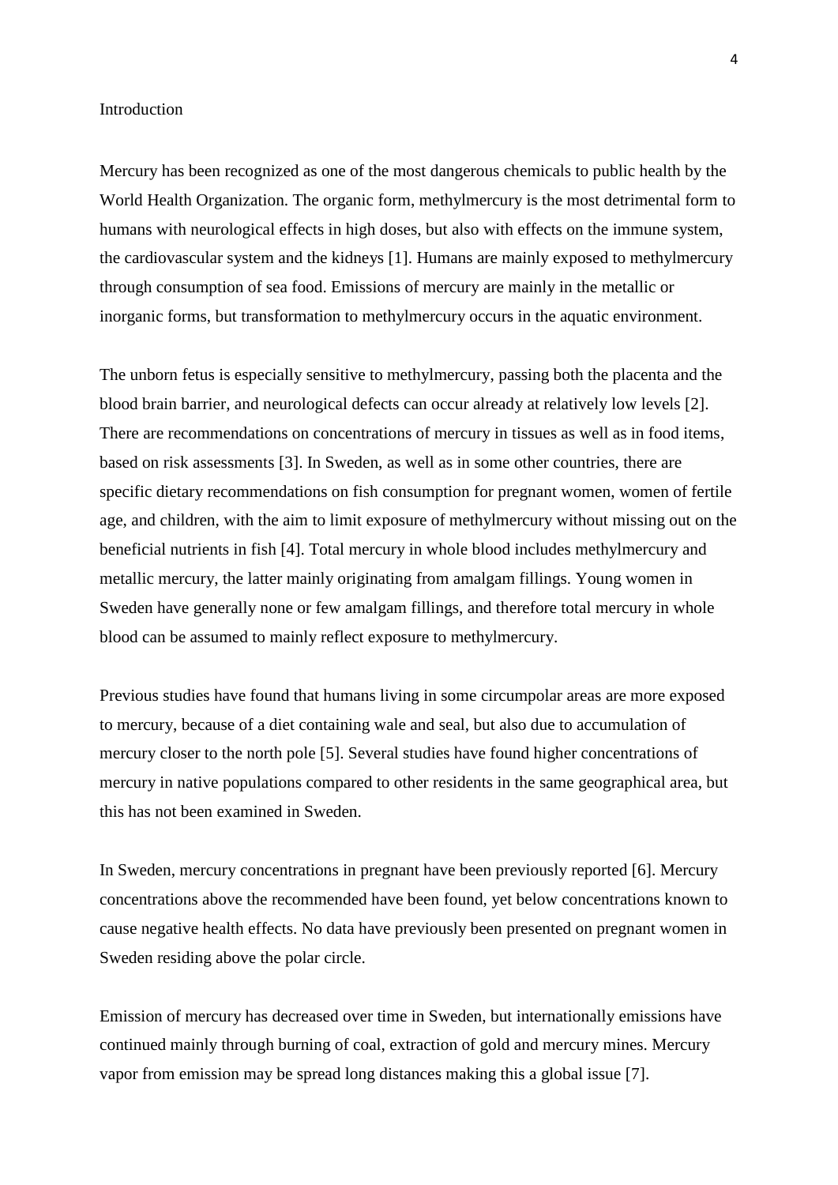## Introduction

Mercury has been recognized as one of the most dangerous chemicals to public health by the World Health Organization. The organic form, methylmercury is the most detrimental form to humans with neurological effects in high doses, but also with effects on the immune system, the cardiovascular system and the kidneys [1]. Humans are mainly exposed to methylmercury through consumption of sea food. Emissions of mercury are mainly in the metallic or inorganic forms, but transformation to methylmercury occurs in the aquatic environment.

The unborn fetus is especially sensitive to methylmercury, passing both the placenta and the blood brain barrier, and neurological defects can occur already at relatively low levels [2]. There are recommendations on concentrations of mercury in tissues as well as in food items, based on risk assessments [3]. In Sweden, as well as in some other countries, there are specific dietary recommendations on fish consumption for pregnant women, women of fertile age, and children, with the aim to limit exposure of methylmercury without missing out on the beneficial nutrients in fish [4]. Total mercury in whole blood includes methylmercury and metallic mercury, the latter mainly originating from amalgam fillings. Young women in Sweden have generally none or few amalgam fillings, and therefore total mercury in whole blood can be assumed to mainly reflect exposure to methylmercury.

Previous studies have found that humans living in some circumpolar areas are more exposed to mercury, because of a diet containing wale and seal, but also due to accumulation of mercury closer to the north pole [5]. Several studies have found higher concentrations of mercury in native populations compared to other residents in the same geographical area, but this has not been examined in Sweden.

In Sweden, mercury concentrations in pregnant have been previously reported [6]. Mercury concentrations above the recommended have been found, yet below concentrations known to cause negative health effects. No data have previously been presented on pregnant women in Sweden residing above the polar circle.

Emission of mercury has decreased over time in Sweden, but internationally emissions have continued mainly through burning of coal, extraction of gold and mercury mines. Mercury vapor from emission may be spread long distances making this a global issue [7].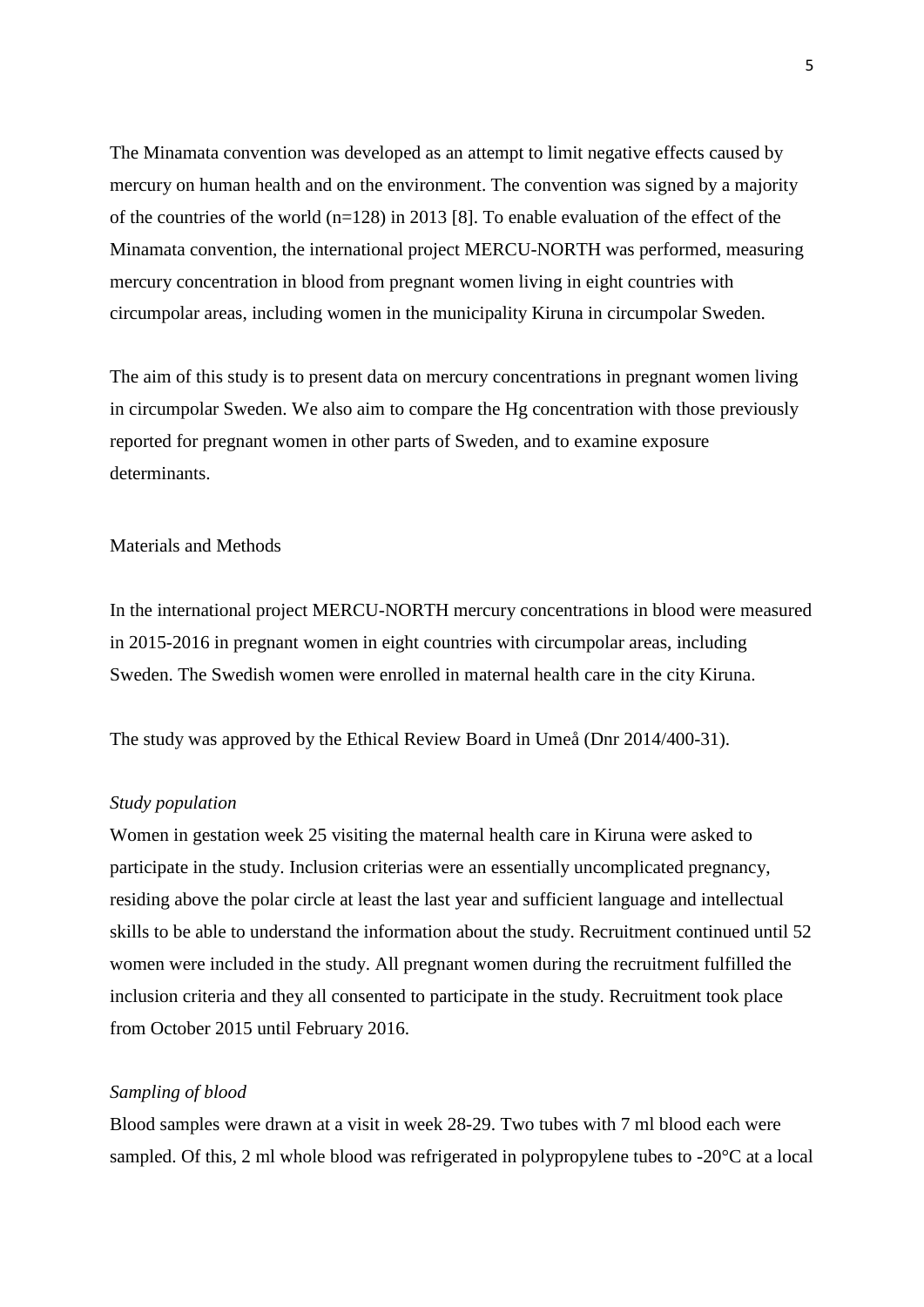The Minamata convention was developed as an attempt to limit negative effects caused by mercury on human health and on the environment. The convention was signed by a majority of the countries of the world (n=128) in 2013 [8]. To enable evaluation of the effect of the Minamata convention, the international project MERCU-NORTH was performed, measuring mercury concentration in blood from pregnant women living in eight countries with circumpolar areas, including women in the municipality Kiruna in circumpolar Sweden.

The aim of this study is to present data on mercury concentrations in pregnant women living in circumpolar Sweden. We also aim to compare the Hg concentration with those previously reported for pregnant women in other parts of Sweden, and to examine exposure determinants.

## Materials and Methods

In the international project MERCU-NORTH mercury concentrations in blood were measured in 2015-2016 in pregnant women in eight countries with circumpolar areas, including Sweden. The Swedish women were enrolled in maternal health care in the city Kiruna.

The study was approved by the Ethical Review Board in Umeå (Dnr 2014/400-31).

### *Study population*

Women in gestation week 25 visiting the maternal health care in Kiruna were asked to participate in the study. Inclusion criterias were an essentially uncomplicated pregnancy, residing above the polar circle at least the last year and sufficient language and intellectual skills to be able to understand the information about the study. Recruitment continued until 52 women were included in the study. All pregnant women during the recruitment fulfilled the inclusion criteria and they all consented to participate in the study. Recruitment took place from October 2015 until February 2016.

### *Sampling of blood*

Blood samples were drawn at a visit in week 28-29. Two tubes with 7 ml blood each were sampled. Of this, 2 ml whole blood was refrigerated in polypropylene tubes to -20°C at a local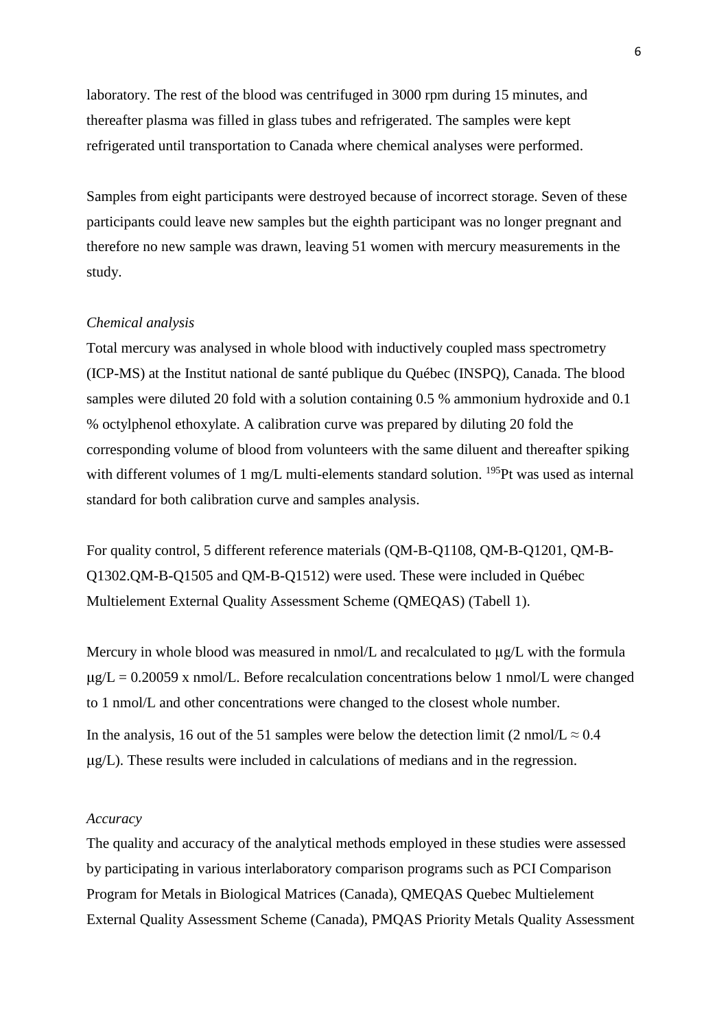laboratory. The rest of the blood was centrifuged in 3000 rpm during 15 minutes, and thereafter plasma was filled in glass tubes and refrigerated. The samples were kept refrigerated until transportation to Canada where chemical analyses were performed.

Samples from eight participants were destroyed because of incorrect storage. Seven of these participants could leave new samples but the eighth participant was no longer pregnant and therefore no new sample was drawn, leaving 51 women with mercury measurements in the study.

*Chemical analysis*

Total mercury was analysed in whole blood with inductively coupled mass spectrometry (ICP-MS) at the Institut national de santé publique du Québec (INSPQ), Canada. The blood samples were diluted 20 fold with a solution containing 0.5 % ammonium hydroxide and 0.1 % octylphenol ethoxylate. A calibration curve was prepared by diluting 20 fold the corresponding volume of blood from volunteers with the same diluent and thereafter spiking with different volumes of 1 mg/L multi-elements standard solution. $^{195}$Pt was used as internal standard for both calibration curve and samples analysis.

For quality control, 5 different reference materials (QM-B-Q1108, QM-B-Q1201, QM-B-Q1302.QM-B-Q1505 and QM-B-Q1512) were used. These were included in Québec Multielement External Quality Assessment Scheme (QMEQAS) (Tabell 1).

Mercury in whole blood was measured in nmol/L and recalculated to µg/L with the formula µg/L = 0.20059 x nmol/L. Before recalculation concentrations below 1 nmol/L were changed to 1 nmol/L and other concentrations were changed to the closest whole number.

In the analysis, 16 out of the 51 samples were below the detection limit (2 nmol/L ≈ 0.4 µg/L). These results were included in calculations of medians and in the regression.

*Accuracy*

The quality and accuracy of the analytical methods employed in these studies were assessed by participating in various interlaboratory comparison programs such as PCI Comparison Program for Metals in Biological Matrices (Canada), QMEQAS Quebec Multielement External Quality Assessment Scheme (Canada), PMQAS Priority Metals Quality Assessment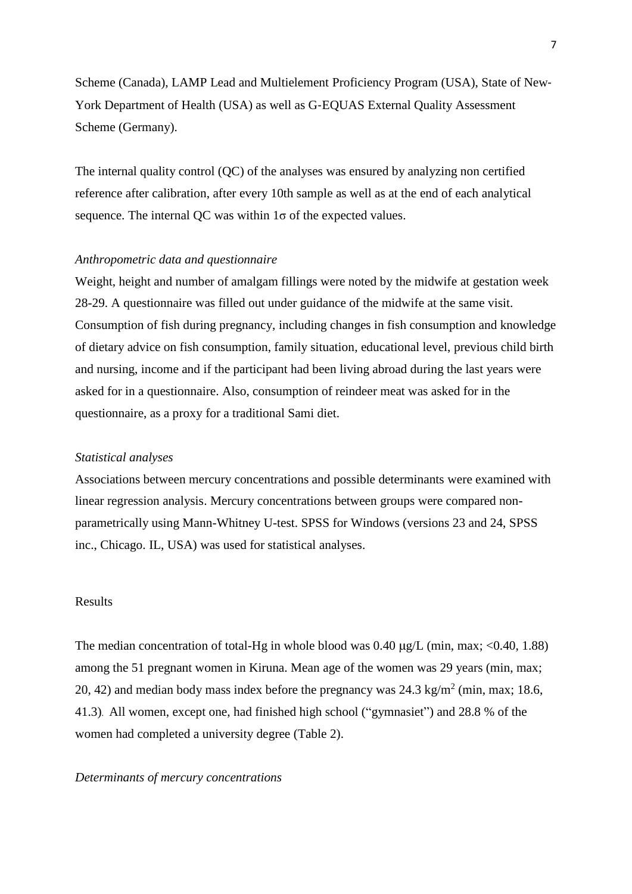Scheme (Canada), LAMP Lead and Multielement Proficiency Program (USA), State of New-York Department of Health (USA) as well as G-EQUAS External Quality Assessment Scheme (Germany).

The internal quality control (QC) of the analyses was ensured by analyzing non certified reference after calibration, after every 10th sample as well as at the end of each analytical sequence. The internal QC was within 1σ of the expected values.

### *Anthropometric data and questionnaire*

Weight, height and number of amalgam fillings were noted by the midwife at gestation week 28-29. A questionnaire was filled out under guidance of the midwife at the same visit. Consumption of fish during pregnancy, including changes in fish consumption and knowledge of dietary advice on fish consumption, family situation, educational level, previous child birth and nursing, income and if the participant had been living abroad during the last years were asked for in a questionnaire. Also, consumption of reindeer meat was asked for in the questionnaire, as a proxy for a traditional Sami diet.

### *Statistical analyses*

Associations between mercury concentrations and possible determinants were examined with linear regression analysis. Mercury concentrations between groups were compared non-parametrically using Mann-Whitney U-test. SPSS for Windows (versions 23 and 24, SPSS inc., Chicago. IL, USA) was used for statistical analyses.

## Results

The median concentration of total-Hg in whole blood was 0.40 µg/L (min, max; <0.40, 1.88) among the 51 pregnant women in Kiruna. Mean age of the women was 29 years (min, max; 20, 42) and median body mass index before the pregnancy was 24.3 kg/m$^2$ (min, max; 18.6, 41.3). All women, except one, had finished high school ("gymnasiet") and 28.8 % of the women had completed a university degree (Table 2).

### *Determinants of mercury concentrations*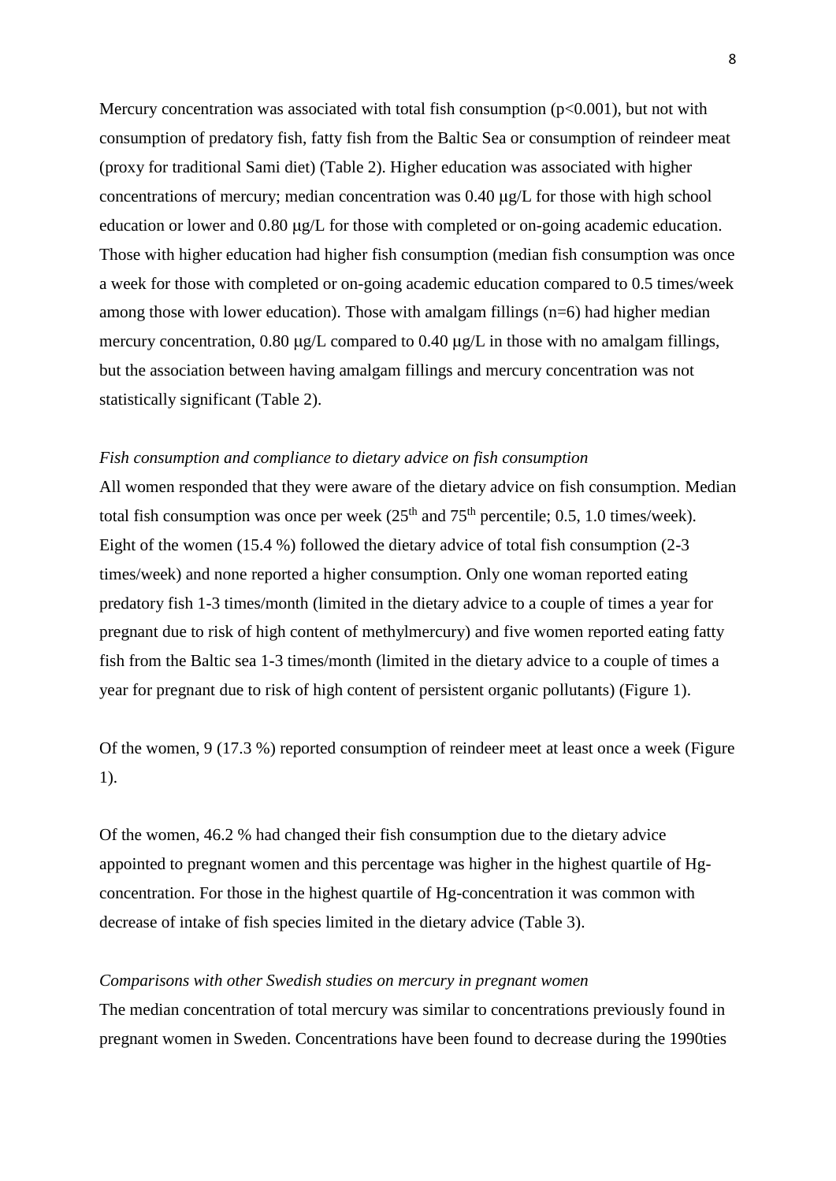Mercury concentration was associated with total fish consumption ($p<0.001$), but not with consumption of predatory fish, fatty fish from the Baltic Sea or consumption of reindeer meat (proxy for traditional Sami diet) (Table 2). Higher education was associated with higher concentrations of mercury; median concentration was 0.40 μg/L for those with high school education or lower and 0.80 μg/L for those with completed or on-going academic education. Those with higher education had higher fish consumption (median fish consumption was once a week for those with completed or on-going academic education compared to 0.5 times/week among those with lower education). Those with amalgam fillings (n=6) had higher median mercury concentration, 0.80 μg/L compared to 0.40 μg/L in those with no amalgam fillings, but the association between having amalgam fillings and mercury concentration was not statistically significant (Table 2).

*Fish consumption and compliance to dietary advice on fish consumption*

All women responded that they were aware of the dietary advice on fish consumption. Median total fish consumption was once per week ($25^{th}$ and $75^{th}$ percentile; 0.5, 1.0 times/week). Eight of the women (15.4 %) followed the dietary advice of total fish consumption (2-3 times/week) and none reported a higher consumption. Only one woman reported eating predatory fish 1-3 times/month (limited in the dietary advice to a couple of times a year for pregnant due to risk of high content of methylmercury) and five women reported eating fatty fish from the Baltic sea 1-3 times/month (limited in the dietary advice to a couple of times a year for pregnant due to risk of high content of persistent organic pollutants) (Figure 1).

Of the women, 9 (17.3 %) reported consumption of reindeer meet at least once a week (Figure 1).

Of the women, 46.2 % had changed their fish consumption due to the dietary advice appointed to pregnant women and this percentage was higher in the highest quartile of Hg-concentration. For those in the highest quartile of Hg-concentration it was common with decrease of intake of fish species limited in the dietary advice (Table 3).

*Comparisons with other Swedish studies on mercury in pregnant women*

The median concentration of total mercury was similar to concentrations previously found in pregnant women in Sweden. Concentrations have been found to decrease during the 1990ties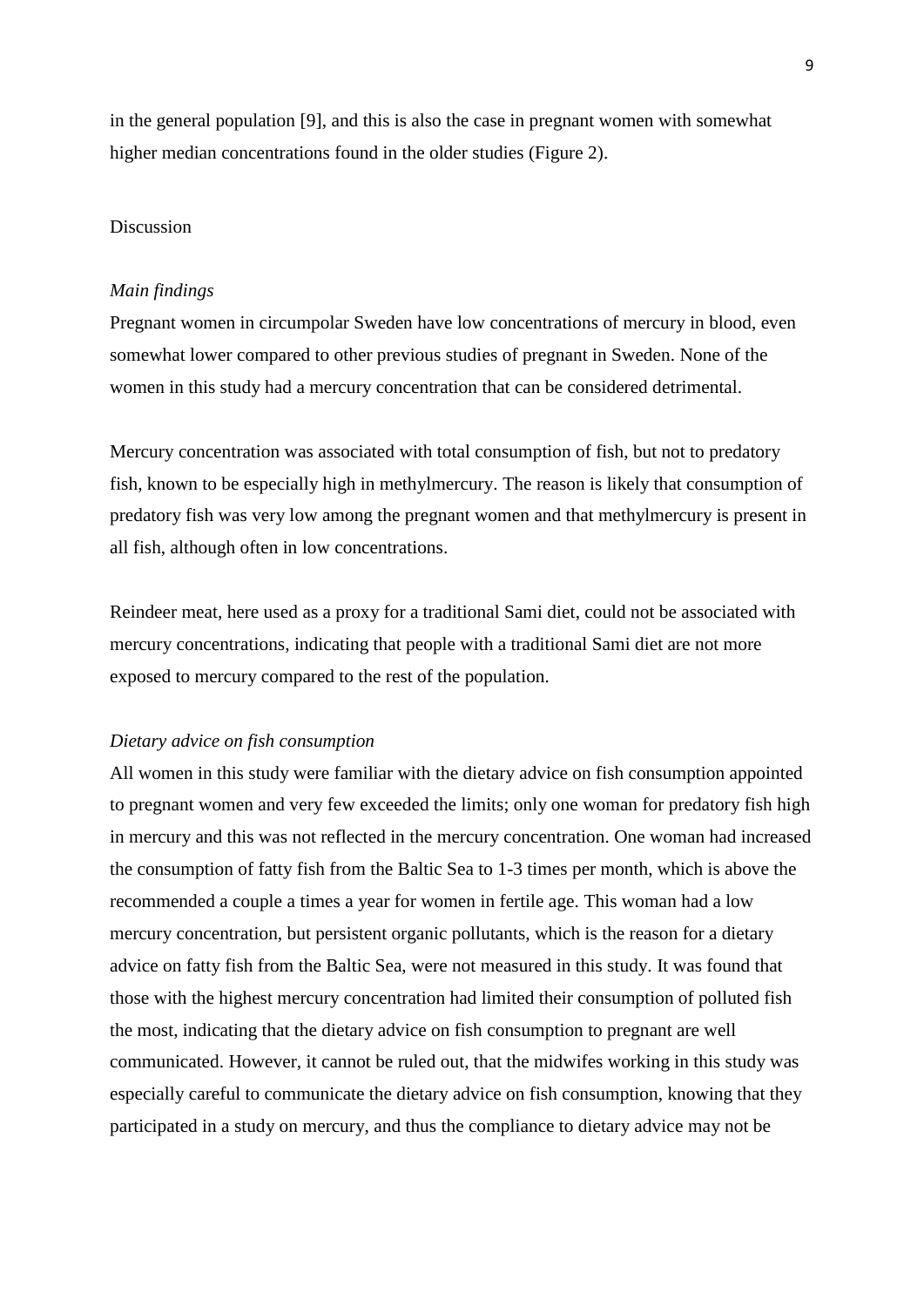in the general population [9], and this is also the case in pregnant women with somewhat higher median concentrations found in the older studies (Figure 2).

## Discussion

### *Main findings*

Pregnant women in circumpolar Sweden have low concentrations of mercury in blood, even somewhat lower compared to other previous studies of pregnant in Sweden. None of the women in this study had a mercury concentration that can be considered detrimental.

Mercury concentration was associated with total consumption of fish, but not to predatory fish, known to be especially high in methylmercury. The reason is likely that consumption of predatory fish was very low among the pregnant women and that methylmercury is present in all fish, although often in low concentrations.

Reindeer meat, here used as a proxy for a traditional Sami diet, could not be associated with mercury concentrations, indicating that people with a traditional Sami diet are not more exposed to mercury compared to the rest of the population.

### *Dietary advice on fish consumption*

All women in this study were familiar with the dietary advice on fish consumption appointed to pregnant women and very few exceeded the limits; only one woman for predatory fish high in mercury and this was not reflected in the mercury concentration. One woman had increased the consumption of fatty fish from the Baltic Sea to 1-3 times per month, which is above the recommended a couple a times a year for women in fertile age. This woman had a low mercury concentration, but persistent organic pollutants, which is the reason for a dietary advice on fatty fish from the Baltic Sea, were not measured in this study. It was found that those with the highest mercury concentration had limited their consumption of polluted fish the most, indicating that the dietary advice on fish consumption to pregnant are well communicated. However, it cannot be ruled out, that the midwifes working in this study was especially careful to communicate the dietary advice on fish consumption, knowing that they participated in a study on mercury, and thus the compliance to dietary advice may not be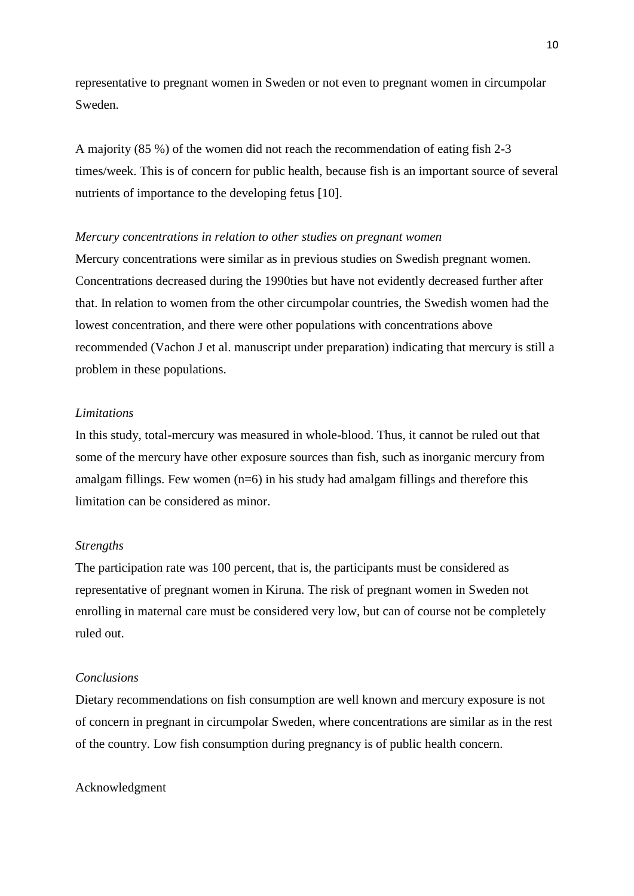representative to pregnant women in Sweden or not even to pregnant women in circumpolar Sweden.

A majority (85 %) of the women did not reach the recommendation of eating fish 2-3 times/week. This is of concern for public health, because fish is an important source of several nutrients of importance to the developing fetus [10].

*Mercury concentrations in relation to other studies on pregnant women*

Mercury concentrations were similar as in previous studies on Swedish pregnant women. Concentrations decreased during the 1990ties but have not evidently decreased further after that. In relation to women from the other circumpolar countries, the Swedish women had the lowest concentration, and there were other populations with concentrations above recommended (Vachon J et al. manuscript under preparation) indicating that mercury is still a problem in these populations.

*Limitations*

In this study, total-mercury was measured in whole-blood. Thus, it cannot be ruled out that some of the mercury have other exposure sources than fish, such as inorganic mercury from amalgam fillings. Few women (n=6) in his study had amalgam fillings and therefore this limitation can be considered as minor.

*Strengths*

The participation rate was 100 percent, that is, the participants must be considered as representative of pregnant women in Kiruna. The risk of pregnant women in Sweden not enrolling in maternal care must be considered very low, but can of course not be completely ruled out.

*Conclusions*

Dietary recommendations on fish consumption are well known and mercury exposure is not of concern in pregnant in circumpolar Sweden, where concentrations are similar as in the rest of the country. Low fish consumption during pregnancy is of public health concern.

Acknowledgment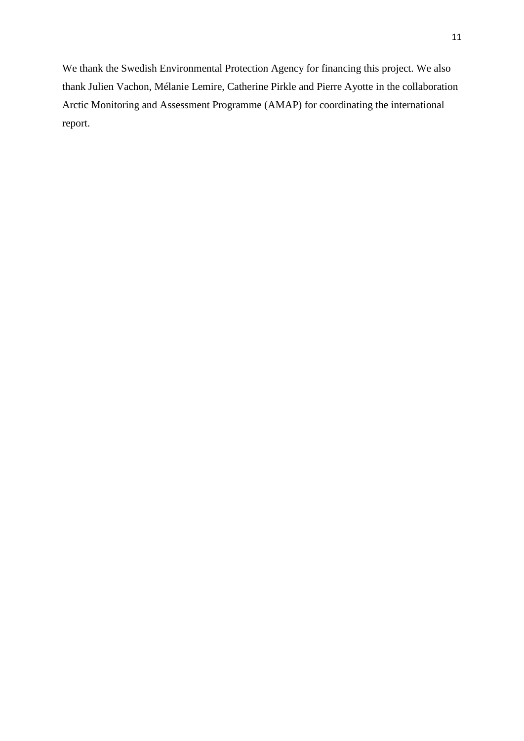We thank the Swedish Environmental Protection Agency for financing this project. We also thank Julien Vachon, Mélanie Lemire, Catherine Pirkle and Pierre Ayotte in the collaboration Arctic Monitoring and Assessment Programme (AMAP) for coordinating the international report.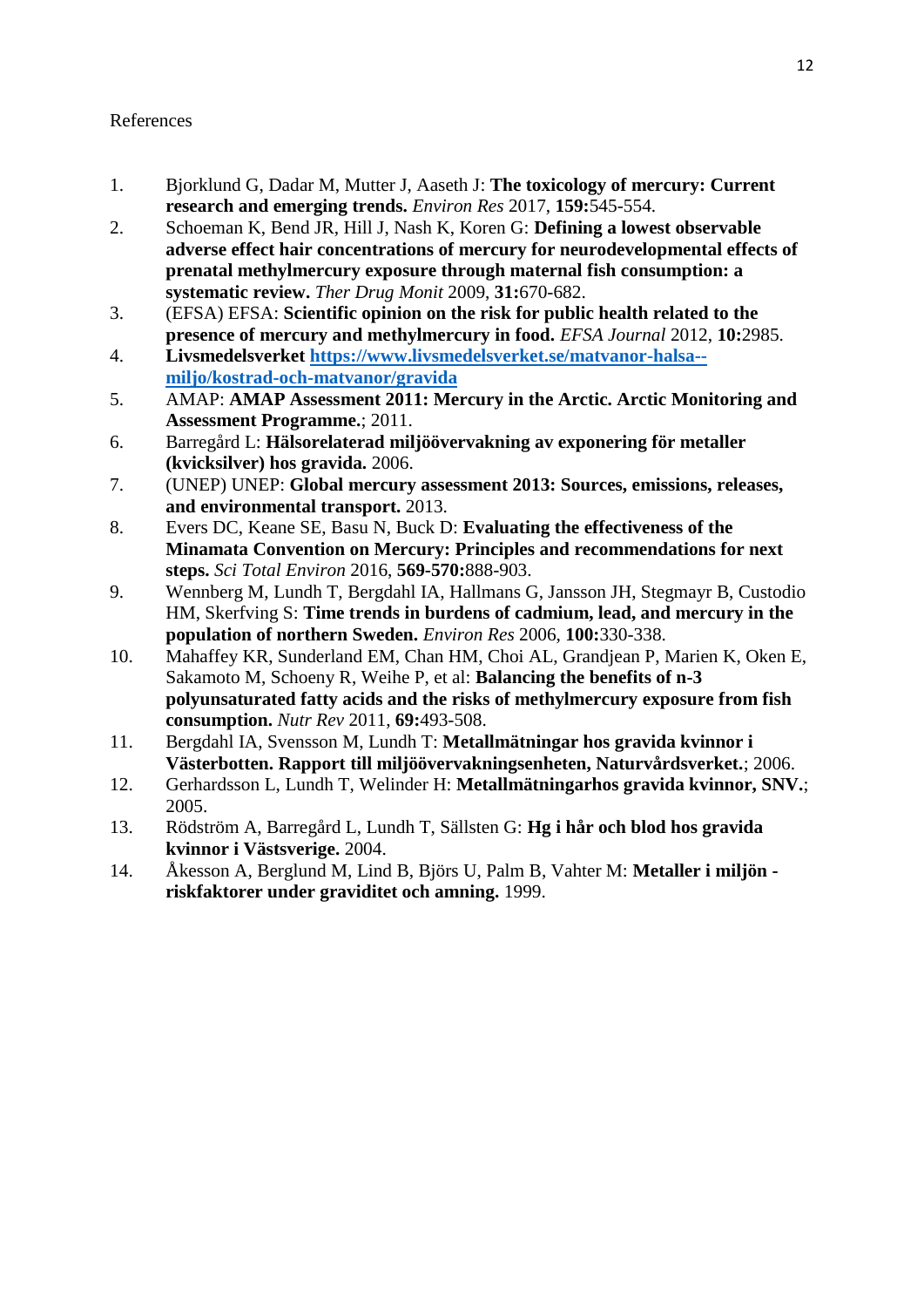References

1. Bjorklund G, Dadar M, Mutter J, Aaseth J: **The toxicology of mercury: Current research and emerging trends.** *Environ Res* 2017, **159:**545-554.
2. Schoeman K, Bend JR, Hill J, Nash K, Koren G: **Defining a lowest observable adverse effect hair concentrations of mercury for neurodevelopmental effects of prenatal methylmercury exposure through maternal fish consumption: a systematic review.** *Ther Drug Monit* 2009, **31:**670-682.
3. (EFSA) EFSA: **Scientific opinion on the risk for public health related to the presence of mercury and methylmercury in food.** *EFSA Journal* 2012, **10:**2985.
4. **Livsmedelsverket [https://www.livsmedelsverket.se/matvanor-halsa--miljo/kostrad-och-matvanor/gravida](https://www.livsmedelsverket.se/matvanor-halsa--miljo/kostrad-och-matvanor/gravida)**
5. AMAP: **AMAP Assessment 2011: Mercury in the Arctic. Arctic Monitoring and Assessment Programme.**; 2011.
6. Barregård L: **Hälsorelaterad miljöövervakning av exponering för metaller (kvicksilver) hos gravida.** 2006.
7. (UNEP) UNEP: **Global mercury assessment 2013: Sources, emissions, releases, and environmental transport.** 2013.
8. Evers DC, Keane SE, Basu N, Buck D: **Evaluating the effectiveness of the Minamata Convention on Mercury: Principles and recommendations for next steps.** *Sci Total Environ* 2016, **569-570:**888-903.
9. Wennberg M, Lundh T, Bergdahl IA, Hallmans G, Jansson JH, Stegmayr B, Custodio HM, Skerfving S: **Time trends in burdens of cadmium, lead, and mercury in the population of northern Sweden.** *Environ Res* 2006, **100:**330-338.
10. Mahaffey KR, Sunderland EM, Chan HM, Choi AL, Grandjean P, Marien K, Oken E, Sakamoto M, Schoeny R, Weihe P, et al: **Balancing the benefits of n-3 polyunsaturated fatty acids and the risks of methylmercury exposure from fish consumption.** *Nutr Rev* 2011, **69:**493-508.
11. Bergdahl IA, Svensson M, Lundh T: **Metallmätningar hos gravida kvinnor i Västerbotten. Rapport till miljöövervakningsenheten, Naturvårdsverket.**; 2006.
12. Gerhardsson L, Lundh T, Welinder H: **Metallmätningarhos gravida kvinnor, SNV.**; 2005.
13. Rödström A, Barregård L, Lundh T, Sällsten G: **Hg i hår och blod hos gravida kvinnor i Västsverige.** 2004.
14. Åkesson A, Berglund M, Lind B, Björs U, Palm B, Vahter M: **Metaller i miljön - riskfaktorer under graviditet och amning.** 1999.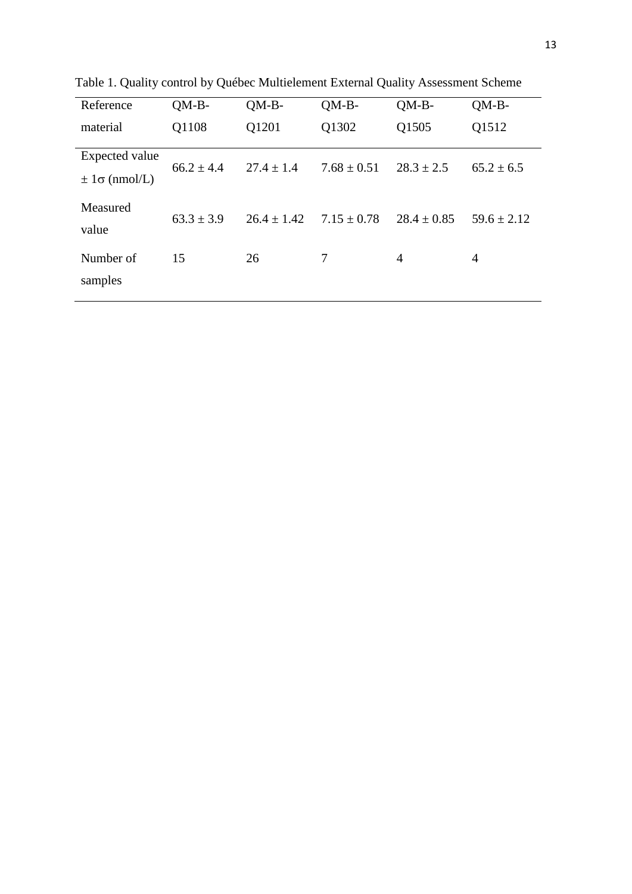Table 1. Quality control by Québec Multielement External Quality Assessment Scheme

| Reference material | QM-B-Q1108 | QM-B-Q1201 | QM-B-Q1302 | QM-B-Q1505 | QM-B-Q1512 |
|---|---|---|---|---|---|
| Expected value $\pm 1\sigma$ (nmol/L) | $66.2 \pm 4.4$ | $27.4 \pm 1.4$ | $7.68 \pm 0.51$ | $28.3 \pm 2.5$ | $65.2 \pm 6.5$ |
| Measured value | $63.3 \pm 3.9$ | $26.4 \pm 1.42$ | $7.15 \pm 0.78$ | $28.4 \pm 0.85$ | $59.6 \pm 2.12$ |
| Number of samples | 15 | 26 | 7 | 4 | 4 |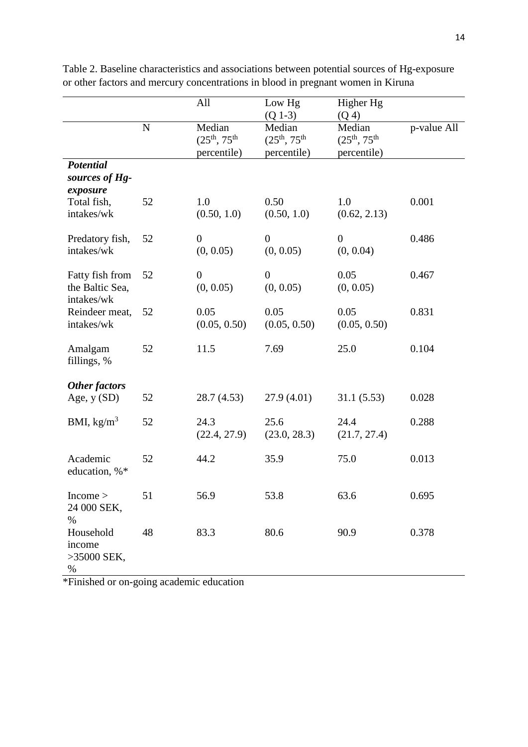Table 2. Baseline characteristics and associations between potential sources of Hg-exposure or other factors and mercury concentrations in blood in pregnant women in Kiruna

| | | All | Low Hg (Q 1-3) | Higher Hg (Q 4) | |
|---|---|---|---|---|---|
| | N | Median ($25^{th}$, $75^{th}$ percentile) | Median ($25^{th}$, $75^{th}$ percentile) | Median ($25^{th}$, $75^{th}$ percentile) | p-value All |
| ***Potential sources of Hg-exposure*** | | | | | |
| Total fish, intakes/wk | 52 | 1.0 (0.50, 1.0) | 0.50 (0.50, 1.0) | 1.0 (0.62, 2.13) | 0.001 |
| Predatory fish, intakes/wk | 52 | 0 (0, 0.05) | 0 (0, 0.05) | 0 (0, 0.04) | 0.486 |
| Fatty fish from the Baltic Sea, intakes/wk | 52 | 0 (0, 0.05) | 0 (0, 0.05) | 0.05 (0, 0.05) | 0.467 |
| Reindeer meat, intakes/wk | 52 | 0.05 (0.05, 0.50) | 0.05 (0.05, 0.50) | 0.05 (0.05, 0.50) | 0.831 |
| Amalgam fillings, % | 52 | 11.5 | 7.69 | 25.0 | 0.104 |
| ***Other factors*** | | | | | |
| Age, y (SD) | 52 | 28.7 (4.53) | 27.9 (4.01) | 31.1 (5.53) | 0.028 |
| BMI, kg/m$^3$ | 52 | 24.3 (22.4, 27.9) | 25.6 (23.0, 28.3) | 24.4 (21.7, 27.4) | 0.288 |
| Academic education, %* | 52 | 44.2 | 35.9 | 75.0 | 0.013 |
| Income > 24 000 SEK, % | 51 | 56.9 | 53.8 | 63.6 | 0.695 |
| Household income >35000 SEK, % | 48 | 83.3 | 80.6 | 90.9 | 0.378 |

*Finished or on-going academic education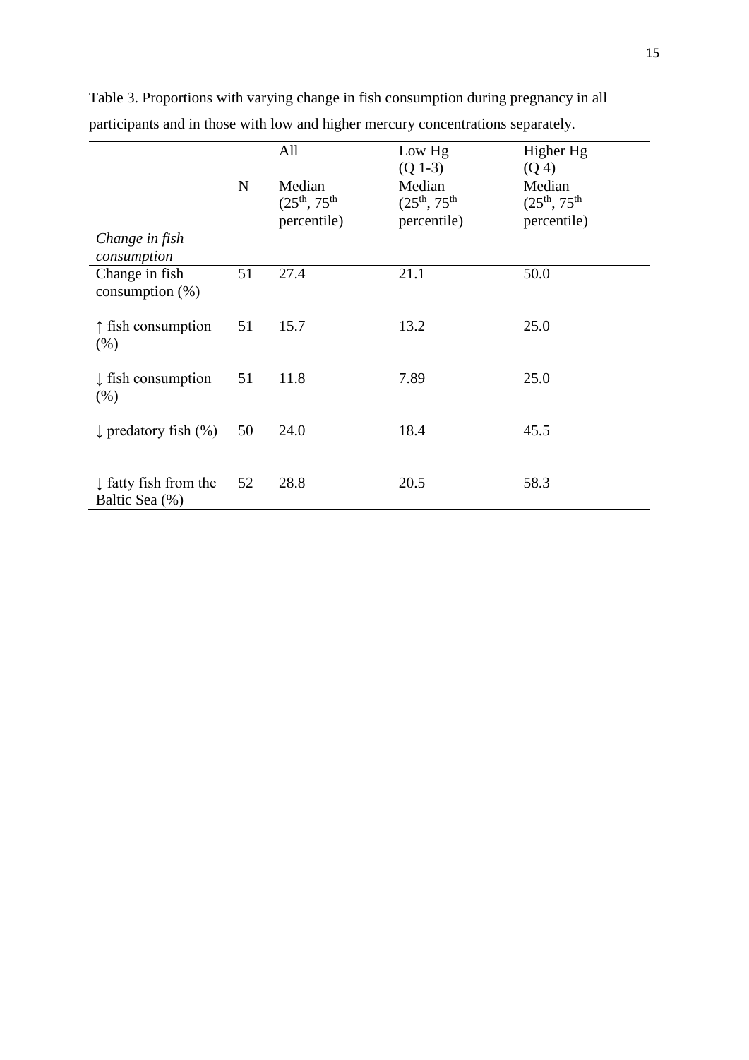Table 3. Proportions with varying change in fish consumption during pregnancy in all participants and in those with low and higher mercury concentrations separately.

| | | All | Low Hg (Q 1-3) | Higher Hg (Q 4) |
|---|---|---|---|---|
| | N | Median ($25^{th}$, $75^{th}$ percentile) | Median ($25^{th}$, $75^{th}$ percentile) | Median ($25^{th}$, $75^{th}$ percentile) |
| *Change in fish consumption* | | | | |
| Change in fish consumption (%) | 51 | 27.4 | 21.1 | 50.0 |
| ↑ fish consumption (%) | 51 | 15.7 | 13.2 | 25.0 |
| ↓ fish consumption (%) | 51 | 11.8 | 7.89 | 25.0 |
| ↓ predatory fish (%) | 50 | 24.0 | 18.4 | 45.5 |
| ↓ fatty fish from the Baltic Sea (%) | 52 | 28.8 | 20.5 | 58.3 |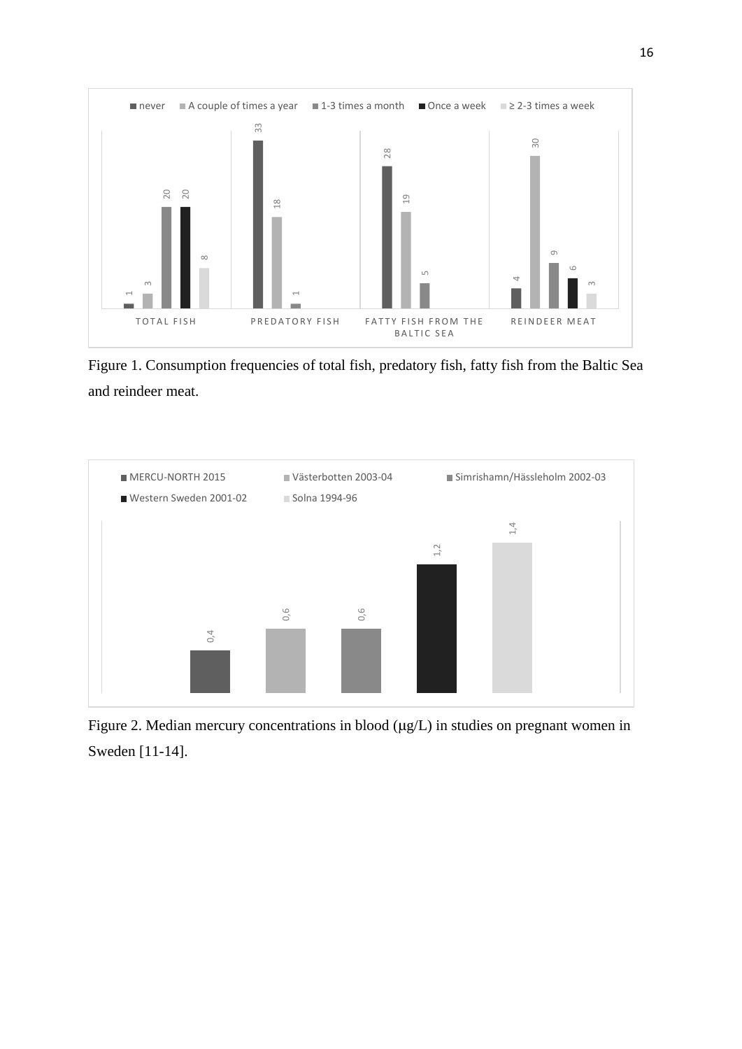never A couple of times a year 1-3 times a month Once a week ≥ 2-3 times a week

1 3 20 20 8

33 18 1

28 19 5

4 30 9 6 3

TOTAL FISH

PREDATORY FISH

FATTY FISH FROM THE BALTIC SEA

REINDEER MEAT

Figure 1. Consumption frequencies of total fish, predatory fish, fatty fish from the Baltic Sea and reindeer meat.

MERCU-NORTH 2015 Västerbotten 2003-04 Simrishamn/Hässleholm 2002-03

Western Sweden 2001-02 Solna 1994-96

0,4 0,6 0,6 1,2 1,4

Figure 2. Median mercury concentrations in blood (μg/L) in studies on pregnant women in Sweden [11-14].